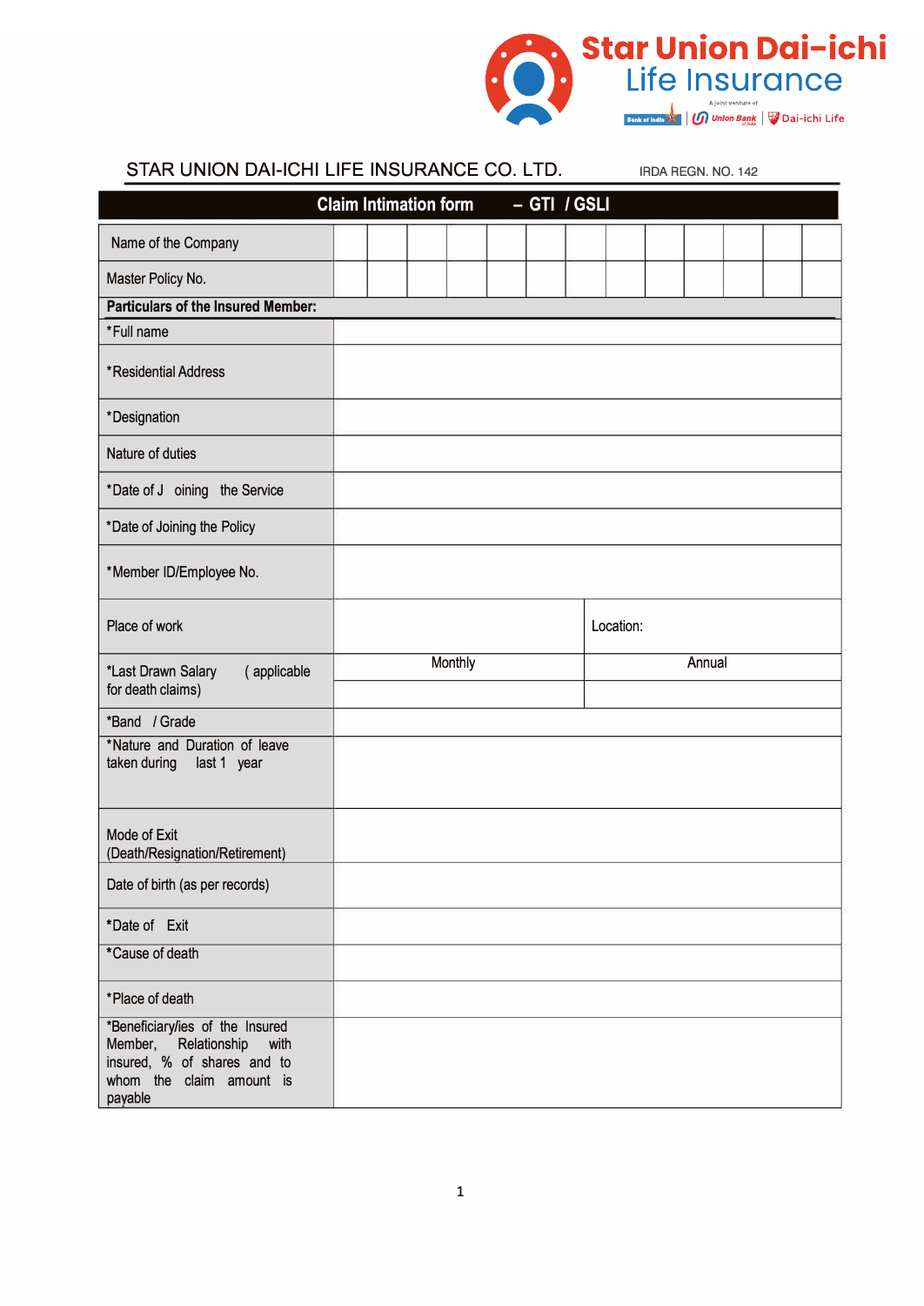Star Union Dai-ichi Life Insurance

A joint venture of Bank of India | Union Bank | Dai-ichi Life

STAR UNION DAI-ICHI LIFE INSURANCE CO. LTD. IRDA REGN. NO. 142

## Claim Intimation form – GTI / GSLI

| Name of the Company | | | | | | | | | | | | | |
|---|---|---|---|---|---|---|---|---|---|---|---|---|---|
| Master Policy No. | | | | | | | | | | | | | |

**Particulars of the Insured Member:**

| Field | | |
|---|---|---|
| *Full name | | |
| *Residential Address | | |
| *Designation | | |
| Nature of duties | | |
| *Date of Joining the Service | | |
| *Date of Joining the Policy | | |
| *Member ID/Employee No. | | |
| Place of work | | Location: |
| *Last Drawn Salary ( applicable for death claims) | Monthly | Annual |
| | | |
| *Band / Grade | | |
| *Nature and Duration of leave taken during last 1 year | | |
| Mode of Exit (Death/Resignation/Retirement) | | |
| Date of birth (as per records) | | |
| *Date of Exit | | |
| *Cause of death | | |
| *Place of death | | |
| *Beneficiary/ies of the Insured Member, Relationship with insured, % of shares and to whom the claim amount is payable | | |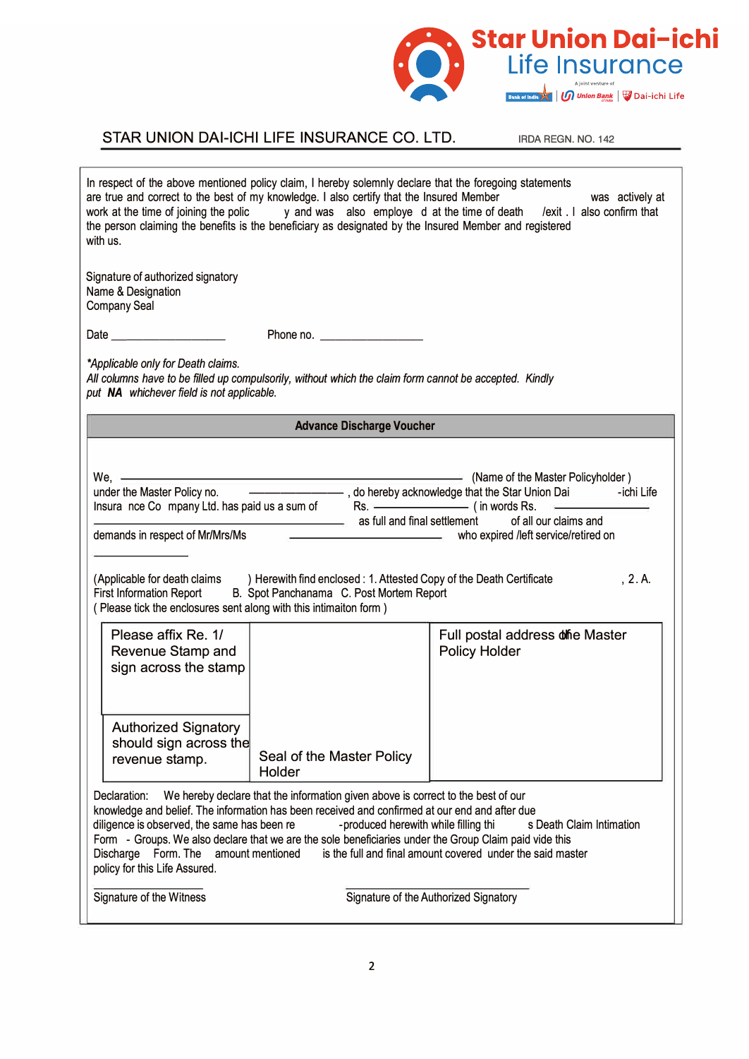STAR UNION DAI-ICHI LIFE INSURANCE CO. LTD. IRDA REGN. NO. 142

In respect of the above mentioned policy claim, I hereby solemnly declare that the foregoing statements are true and correct to the best of my knowledge. I also certify that the Insured Member was actively at work at the time of joining the policy and was also employed at the time of death /exit . I also confirm that the person claiming the benefits is the beneficiary as designated by the Insured Member and registered with us.

Signature of authorized signatory
Name & Designation
Company Seal

Date ____________________ Phone no. ________________

*Applicable only for Death claims.*
*All columns have to be filled up compulsorily, without which the claim form cannot be accepted. Kindly put **NA** whichever field is not applicable.*

## Advance Discharge Voucher

We, ________________________________________ (Name of the Master Policyholder ) under the Master Policy no. ________________, do hereby acknowledge that the Star Union Dai-ichi Life Insurance Company Ltd. has paid us a sum of Rs. ________________ ( in words Rs. ________________ ________________________ ) as full and final settlement of all our claims and demands in respect of Mr/Mrs/Ms ________________________ who expired /left service/retired on ________________

(Applicable for death claims ) Herewith find enclosed : 1. Attested Copy of the Death Certificate , 2. A. First Information Report B. Spot Panchanama C. Post Mortem Report
( Please tick the enclosures sent along with this intimaiton form )

| Please affix Re. 1/ Revenue Stamp and sign across the stamp | | Full postal address of the Master Policy Holder |
|---|---|---|
| Authorized Signatory should sign across the revenue stamp. | Seal of the Master Policy Holder | |

Declaration: We hereby declare that the information given above is correct to the best of our knowledge and belief. The information has been received and confirmed at our end and after due diligence is observed, the same has been re-produced herewith while filling this Death Claim Intimation Form - Groups. We also declare that we are the sole beneficiaries under the Group Claim paid vide this Discharge Form. The amount mentioned is the full and final amount covered under the said master policy for this Life Assured.

________________________ ________________________
Signature of the Witness Signature of the Authorized Signatory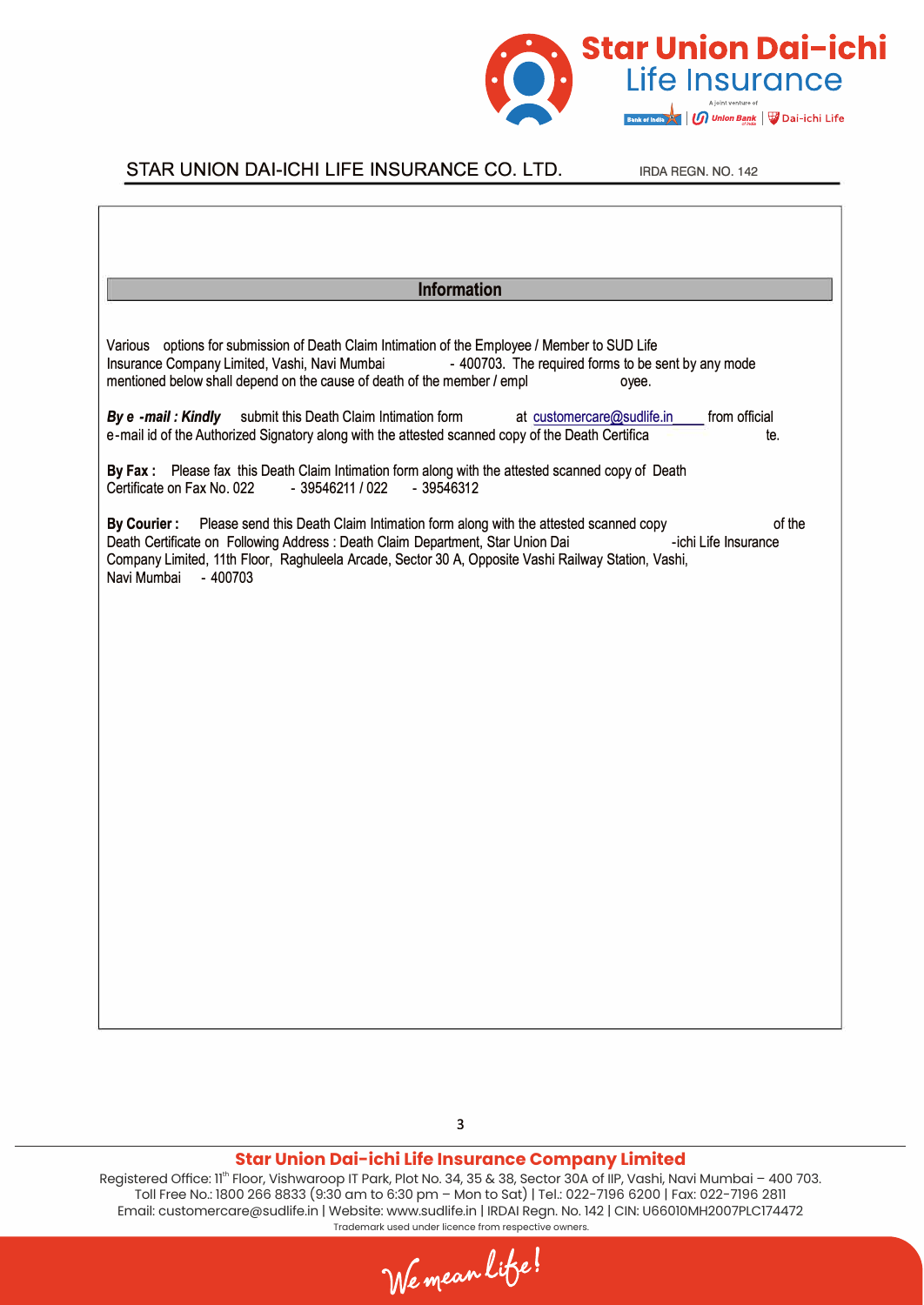## Information

Various options for submission of Death Claim Intimation of the Employee / Member to SUD Life Insurance Company Limited, Vashi, Navi Mumbai - 400703. The required forms to be sent by any mode mentioned below shall depend on the cause of death of the member / employee.

***By e -mail : Kindly*** submit this Death Claim Intimation form at customercare@sudlife.in from official e-mail id of the Authorized Signatory along with the attested scanned copy of the Death Certificate.

**By Fax :** Please fax this Death Claim Intimation form along with the attested scanned copy of Death Certificate on Fax No. 022 - 39546211 / 022 - 39546312

**By Courier :** Please send this Death Claim Intimation form along with the attested scanned copy of the Death Certificate on Following Address : Death Claim Department, Star Union Dai-ichi Life Insurance Company Limited, 11th Floor, Raghuleela Arcade, Sector 30 A, Opposite Vashi Railway Station, Vashi, Navi Mumbai - 400703